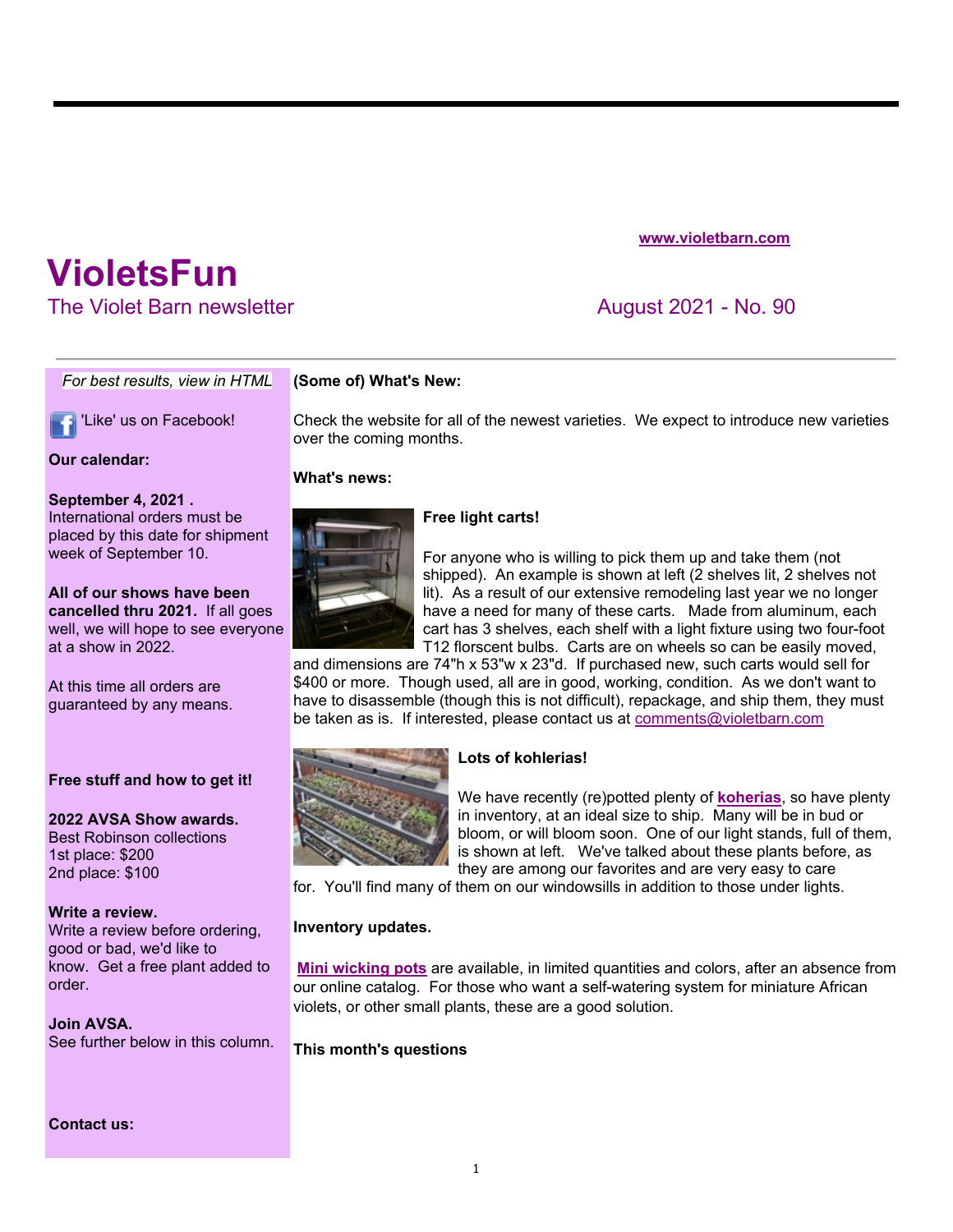www.violetbarn.com

# VioletsFun

The Violet Barn newsletter

August 2021 - No. 90

*For best results, view in HTML*

'Like' us on Facebook!

**Our calendar:**

**September 4, 2021 .**
International orders must be placed by this date for shipment week of September 10.

**All of our shows have been cancelled thru 2021.** If all goes well, we will hope to see everyone at a show in 2022.

At this time all orders are guaranteed by any means.

**Free stuff and how to get it!**

**2022 AVSA Show awards.**
Best Robinson collections
1st place: $200
2nd place: $100

**Write a review.**
Write a review before ordering, good or bad, we'd like to know. Get a free plant added to order.

**Join AVSA.**
See further below in this column.

**Contact us:**

**(Some of) What's New:**

Check the website for all of the newest varieties. We expect to introduce new varieties over the coming months.

**What's news:**

**Free light carts!**

For anyone who is willing to pick them up and take them (not shipped). An example is shown at left (2 shelves lit, 2 shelves not lit). As a result of our extensive remodeling last year we no longer have a need for many of these carts. Made from aluminum, each cart has 3 shelves, each shelf with a light fixture using two four-foot T12 florscent bulbs. Carts are on wheels so can be easily moved, and dimensions are 74"h x 53"w x 23"d. If purchased new, such carts would sell for $400 or more. Though used, all are in good, working, condition. As we don't want to have to disassemble (though this is not difficult), repackage, and ship them, they must be taken as is. If interested, please contact us at comments@violetbarn.com

**Lots of kohlerias!**

We have recently (re)potted plenty of **koherias**, so have plenty in inventory, at an ideal size to ship. Many will be in bud or bloom, or will bloom soon. One of our light stands, full of them, is shown at left. We've talked about these plants before, as they are among our favorites and are very easy to care for. You'll find many of them on our windowsills in addition to those under lights.

**Inventory updates.**

**Mini wicking pots** are available, in limited quantities and colors, after an absence from our online catalog. For those who want a self-watering system for miniature African violets, or other small plants, these are a good solution.

**This month's questions**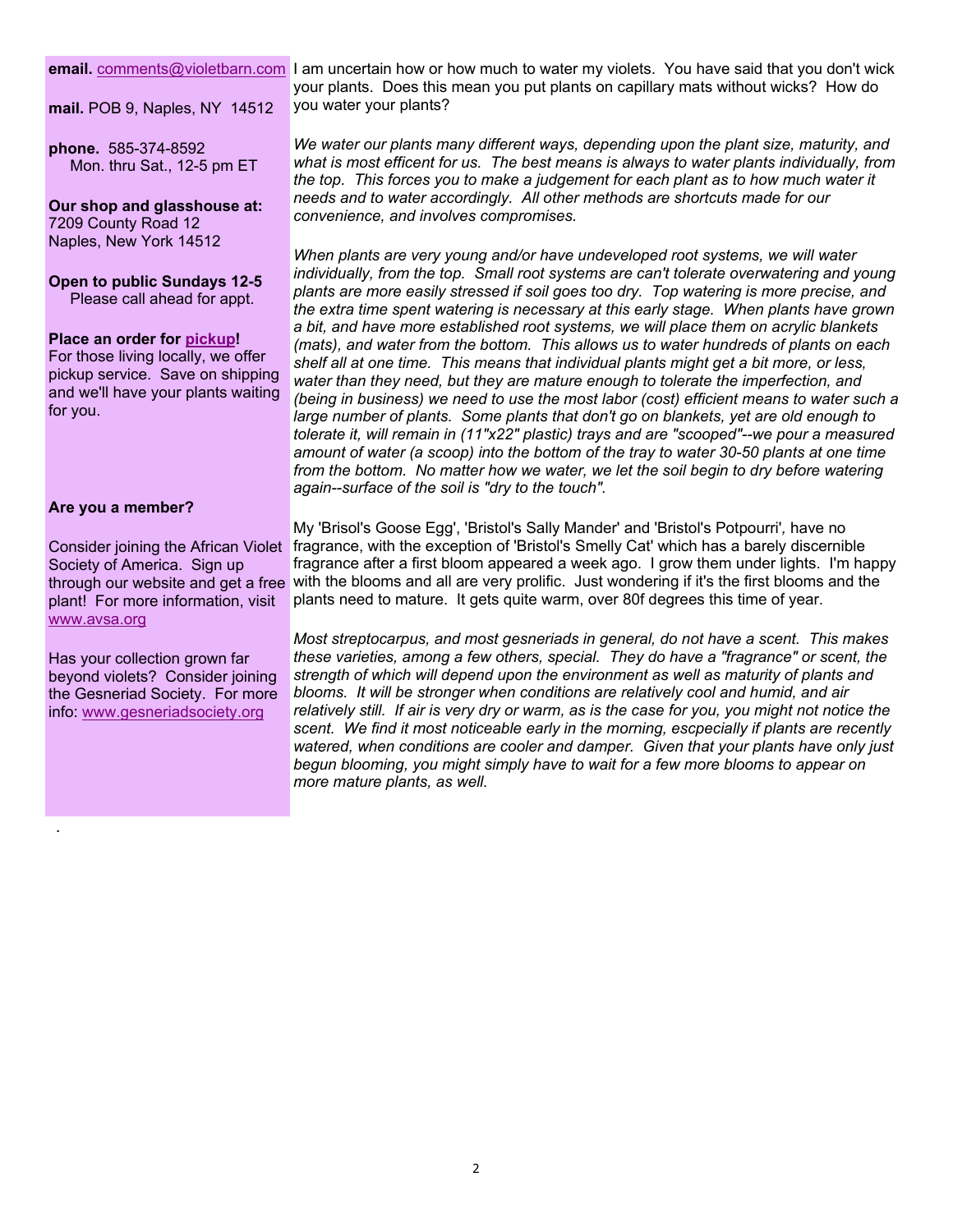**email.** comments@violetbarn.com

**mail.** POB 9, Naples, NY 14512

**phone.** 585-374-8592
Mon. thru Sat., 12-5 pm ET

**Our shop and glasshouse at:**
7209 County Road 12
Naples, New York 14512

**Open to public Sundays 12-5**
Please call ahead for appt.

**Place an order for pickup!**
For those living locally, we offer pickup service. Save on shipping and we'll have your plants waiting for you.

**Are you a member?**

Consider joining the African Violet Society of America. Sign up through our website and get a free plant! For more information, visit www.avsa.org

Has your collection grown far beyond violets? Consider joining the Gesneriad Society. For more info: www.gesneriadsociety.org

.

I am uncertain how or how much to water my violets. You have said that you don't wick your plants. Does this mean you put plants on capillary mats without wicks? How do you water your plants?

*We water our plants many different ways, depending upon the plant size, maturity, and what is most efficent for us. The best means is always to water plants individually, from the top. This forces you to make a judgement for each plant as to how much water it needs and to water accordingly. All other methods are shortcuts made for our convenience, and involves compromises.*

*When plants are very young and/or have undeveloped root systems, we will water individually, from the top. Small root systems are can't tolerate overwatering and young plants are more easily stressed if soil goes too dry. Top watering is more precise, and the extra time spent watering is necessary at this early stage. When plants have grown a bit, and have more established root systems, we will place them on acrylic blankets (mats), and water from the bottom. This allows us to water hundreds of plants on each shelf all at one time. This means that individual plants might get a bit more, or less, water than they need, but they are mature enough to tolerate the imperfection, and (being in business) we need to use the most labor (cost) efficient means to water such a large number of plants. Some plants that don't go on blankets, yet are old enough to tolerate it, will remain in (11"x22" plastic) trays and are "scooped"--we pour a measured amount of water (a scoop) into the bottom of the tray to water 30-50 plants at one time from the bottom. No matter how we water, we let the soil begin to dry before watering again--surface of the soil is "dry to the touch".*

My 'Brisol's Goose Egg', 'Bristol's Sally Mander' and 'Bristol's Potpourri', have no fragrance, with the exception of 'Bristol's Smelly Cat' which has a barely discernible fragrance after a first bloom appeared a week ago. I grow them under lights. I'm happy with the blooms and all are very prolific. Just wondering if it's the first blooms and the plants need to mature. It gets quite warm, over 80f degrees this time of year.

*Most streptocarpus, and most gesneriads in general, do not have a scent. This makes these varieties, among a few others, special. They do have a "fragrance" or scent, the strength of which will depend upon the environment as well as maturity of plants and blooms. It will be stronger when conditions are relatively cool and humid, and air relatively still. If air is very dry or warm, as is the case for you, you might not notice the scent. We find it most noticeable early in the morning, escpecially if plants are recently watered, when conditions are cooler and damper. Given that your plants have only just begun blooming, you might simply have to wait for a few more blooms to appear on more mature plants, as well.*